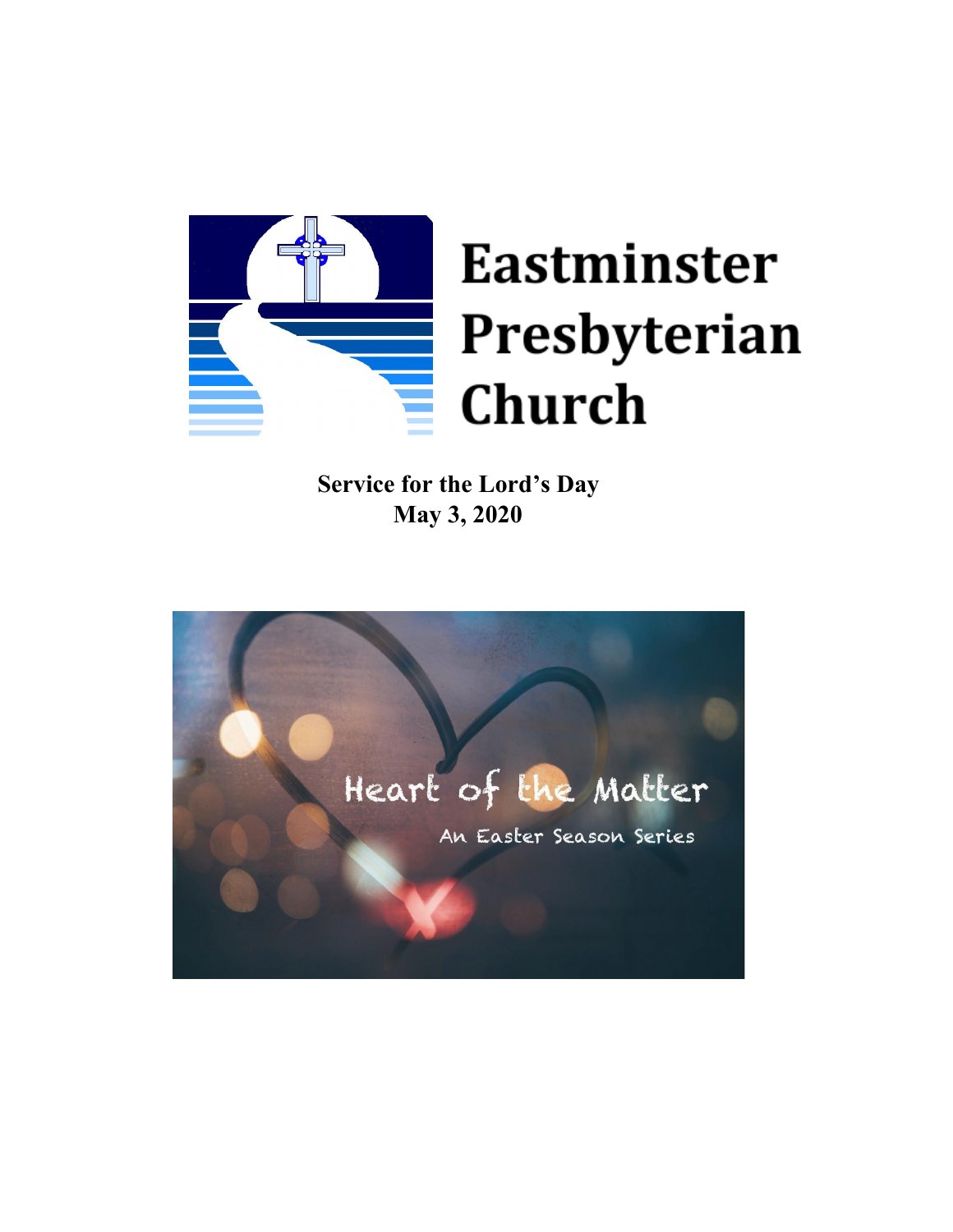# Eastminster Presbyterian Church

**Service for the Lord's Day**
**May 3, 2020**

Heart of the Matter

An Easter Season Series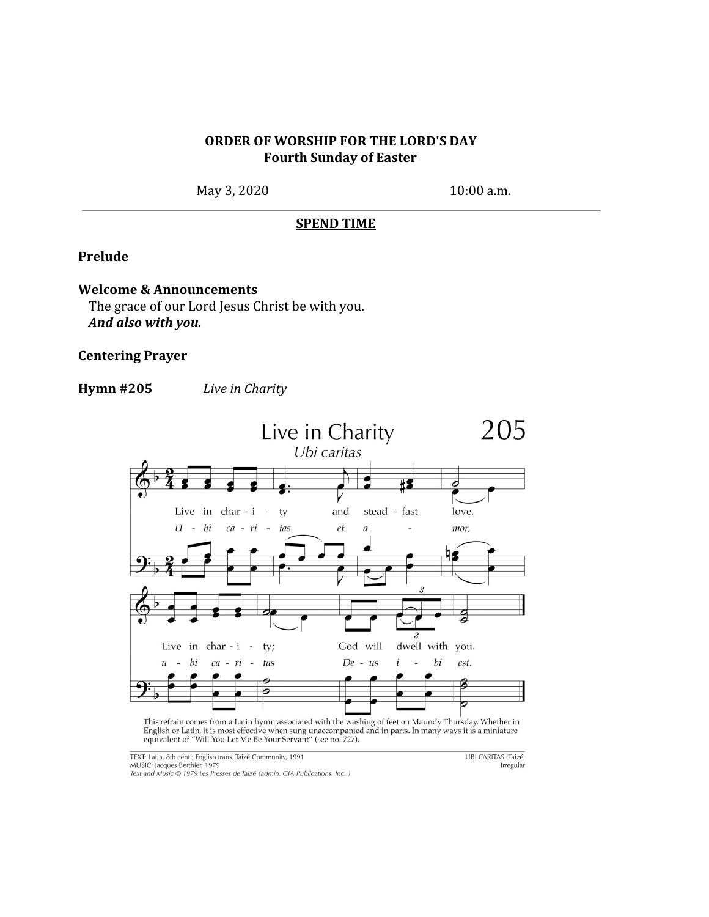**ORDER OF WORSHIP FOR THE LORD'S DAY**
**Fourth Sunday of Easter**

May 3, 2020 10:00 a.m.

---

**SPEND TIME**

**Prelude**

**Welcome & Announcements**
The grace of our Lord Jesus Christ be with you.
***And also with you.***

**Centering Prayer**

**Hymn #205** *Live in Charity*

Live in Charity 205
*Ubi caritas*

Live in char - i - ty and stead - fast love.
*U - bi ca - ri - tas et a - mor,*

Live in char - i - ty; God will dwell with you.
*u - bi ca - ri - tas De - us i - bi est.*

This refrain comes from a Latin hymn associated with the washing of feet on Maundy Thursday. Whether in English or Latin, it is most effective when sung unaccompanied and in parts. In many ways it is a miniature equivalent of "Will You Let Me Be Your Servant" (see no. 727).

TEXT: Latin, 8th cent.; English trans. Taizé Community, 1991
MUSIC: Jacques Berthier, 1979
*Text and Music © 1979 Les Presses de Taizé (admin. GIA Publications, Inc. )*

UBI CARITAS (Taizé)
Irregular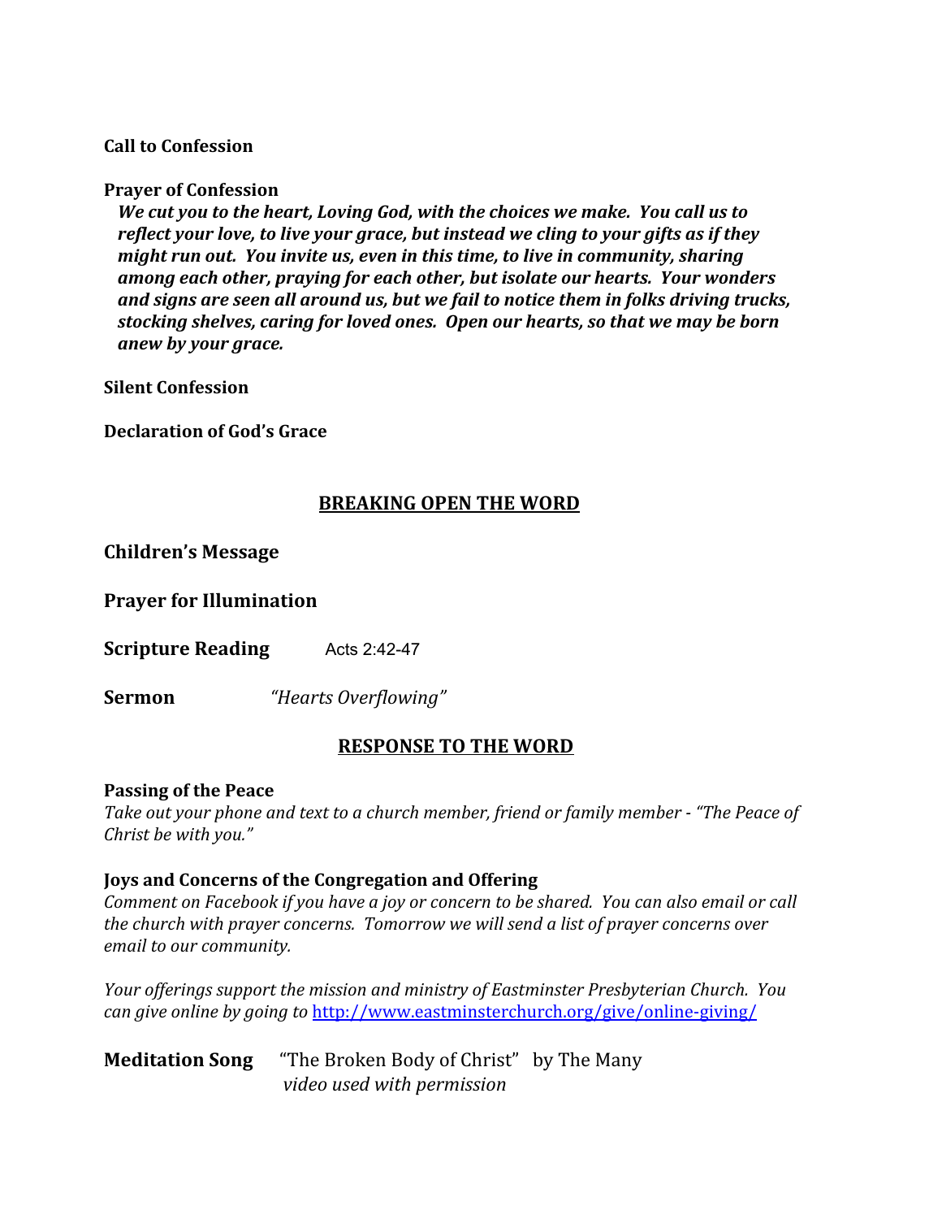**Call to Confession**

**Prayer of Confession**

***We cut you to the heart, Loving God, with the choices we make. You call us to reflect your love, to live your grace, but instead we cling to your gifts as if they might run out. You invite us, even in this time, to live in community, sharing among each other, praying for each other, but isolate our hearts. Your wonders and signs are seen all around us, but we fail to notice them in folks driving trucks, stocking shelves, caring for loved ones. Open our hearts, so that we may be born anew by your grace.***

**Silent Confession**

**Declaration of God's Grace**

## BREAKING OPEN THE WORD

**Children's Message**

**Prayer for Illumination**

**Scripture Reading** Acts 2:42-47

**Sermon** *"Hearts Overflowing"*

## RESPONSE TO THE WORD

**Passing of the Peace**

*Take out your phone and text to a church member, friend or family member - "The Peace of Christ be with you."*

**Joys and Concerns of the Congregation and Offering**

*Comment on Facebook if you have a joy or concern to be shared. You can also email or call the church with prayer concerns. Tomorrow we will send a list of prayer concerns over email to our community.*

*Your offerings support the mission and ministry of Eastminster Presbyterian Church. You can give online by going to* http://www.eastminsterchurch.org/give/online-giving/

**Meditation Song** "The Broken Body of Christ" by The Many
*video used with permission*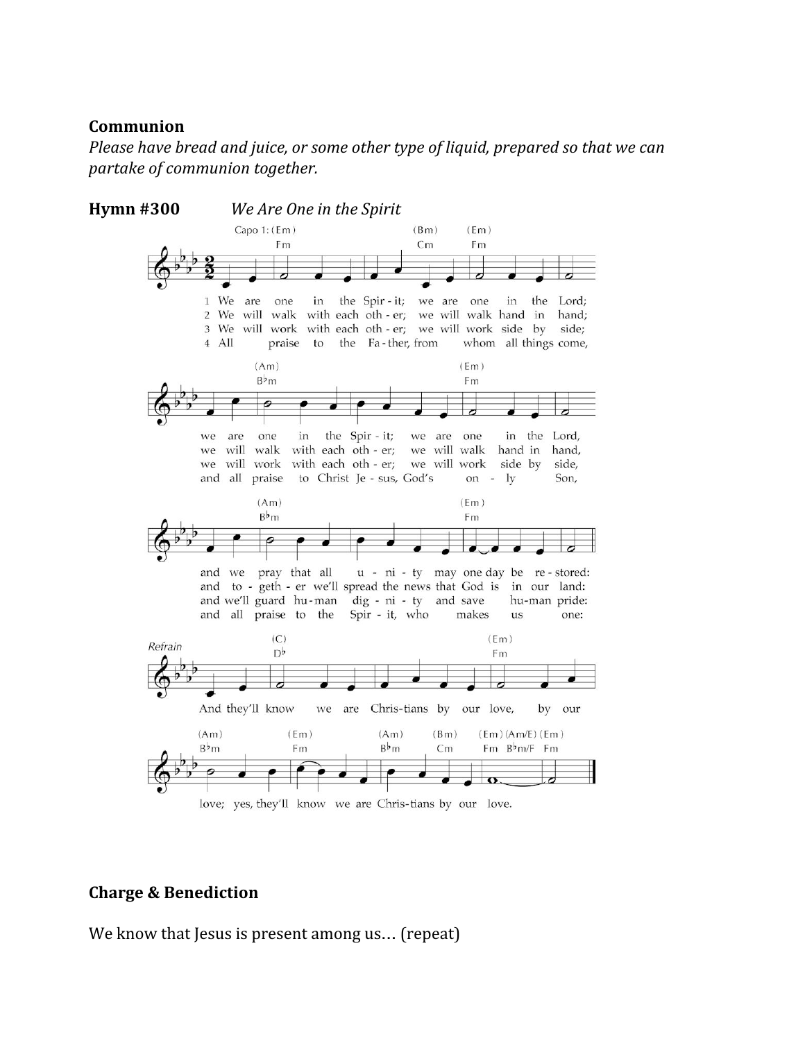**Communion**

*Please have bread and juice, or some other type of liquid, prepared so that we can partake of communion together.*

**Hymn #300** *We Are One in the Spirit*

Capo 1: (Em)

1 We are one in the Spirit; we are one in the Lord;
we are one in the Spirit; we are one in the Lord,
and we pray that all unity may one day be restored:

2 We will walk with each other; we will walk hand in hand;
we will walk with each other; we will walk hand in hand,
and together we'll spread the news that God is in our land:

3 We will work with each other; we will work side by side;
we will work with each other; we will work side by side,
and we'll guard human dignity and save human pride:

4 All praise to the Father, from whom all things come,
and all praise to Christ Jesus, God's only Son,
and all praise to the Spirit, who makes us one:

*Refrain*

And they'll know we are Christians by our love, by our love; yes, they'll know we are Christians by our love.

**Charge & Benediction**

We know that Jesus is present among us… (repeat)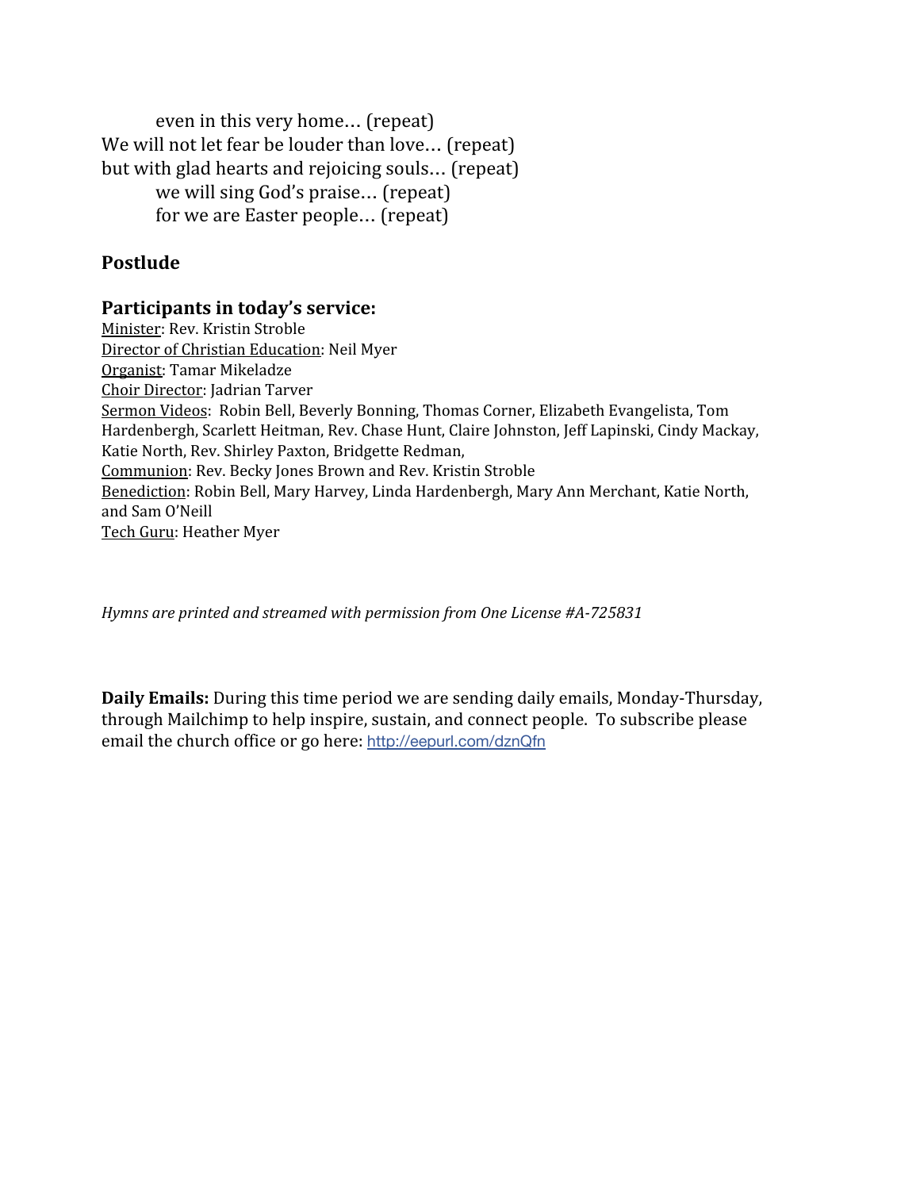even in this very home… (repeat)
We will not let fear be louder than love… (repeat)
but with glad hearts and rejoicing souls… (repeat)
we will sing God's praise… (repeat)
for we are Easter people… (repeat)

## Postlude

## Participants in today's service:

Minister: Rev. Kristin Stroble
Director of Christian Education: Neil Myer
Organist: Tamar Mikeladze
Choir Director: Jadrian Tarver
Sermon Videos: Robin Bell, Beverly Bonning, Thomas Corner, Elizabeth Evangelista, Tom Hardenbergh, Scarlett Heitman, Rev. Chase Hunt, Claire Johnston, Jeff Lapinski, Cindy Mackay, Katie North, Rev. Shirley Paxton, Bridgette Redman,
Communion: Rev. Becky Jones Brown and Rev. Kristin Stroble
Benediction: Robin Bell, Mary Harvey, Linda Hardenbergh, Mary Ann Merchant, Katie North, and Sam O'Neill
Tech Guru: Heather Myer

*Hymns are printed and streamed with permission from One License #A-725831*

**Daily Emails:** During this time period we are sending daily emails, Monday-Thursday, through Mailchimp to help inspire, sustain, and connect people. To subscribe please email the church office or go here: http://eepurl.com/dznQfn